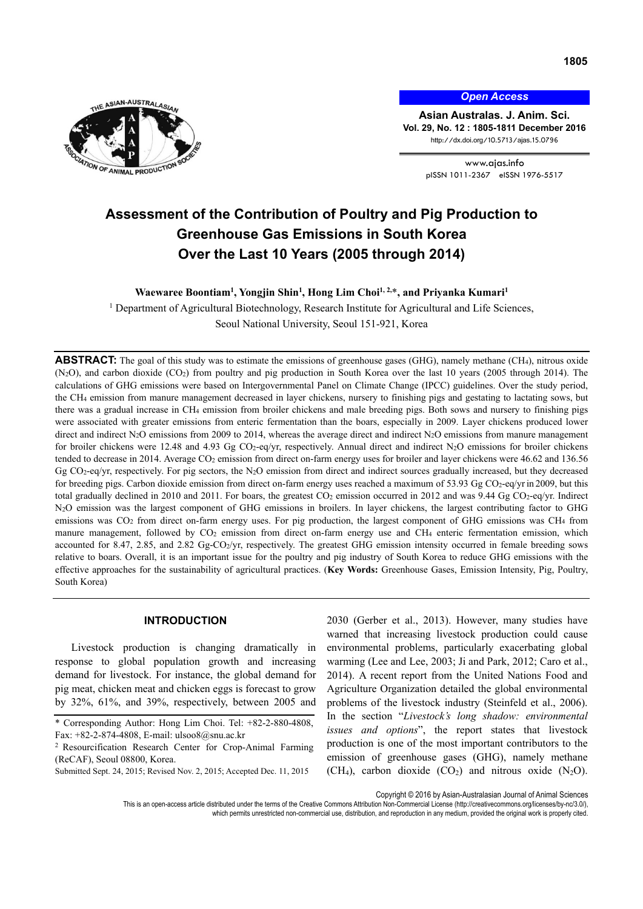Open Access

# Assessment of the Contribution of Poultry and Pig Production to Greenhouse Gas Emissions in South Korea Over the Last 10 Years (2005 through 2014)

**Waewaree Boontiam[1], Yongjin Shin[1], Hong Lim Choi[1, 2,*], and Priyanka Kumari[1]**

[1] Department of Agricultural Biotechnology, Research Institute for Agricultural and Life Sciences, Seoul National University, Seoul 151-921, Korea

**ABSTRACT:** The goal of this study was to estimate the emissions of greenhouse gases (GHG), namely methane ($CH_4$), nitrous oxide ($N_2O$), and carbon dioxide ($CO_2$) from poultry and pig production in South Korea over the last 10 years (2005 through 2014). The calculations of GHG emissions were based on Intergovernmental Panel on Climate Change (IPCC) guidelines. Over the study period, the $CH_4$ emission from manure management decreased in layer chickens, nursery to finishing pigs and gestating to lactating sows, but there was a gradual increase in $CH_4$ emission from broiler chickens and male breeding pigs. Both sows and nursery to finishing pigs were associated with greater emissions from enteric fermentation than the boars, especially in 2009. Layer chickens produced lower direct and indirect $N_2O$ emissions from 2009 to 2014, whereas the average direct and indirect $N_2O$ emissions from manure management for broiler chickens were 12.48 and 4.93 Gg $CO_2$-eq/yr, respectively. Annual direct and indirect $N_2O$ emissions for broiler chickens tended to decrease in 2014. Average $CO_2$ emission from direct on-farm energy uses for broiler and layer chickens were 46.62 and 136.56 Gg $CO_2$-eq/yr, respectively. For pig sectors, the $N_2O$ emission from direct and indirect sources gradually increased, but they decreased for breeding pigs. Carbon dioxide emission from direct on-farm energy uses reached a maximum of 53.93 Gg $CO_2$-eq/yr in 2009, but this total gradually declined in 2010 and 2011. For boars, the greatest $CO_2$ emission occurred in 2012 and was 9.44 Gg $CO_2$-eq/yr. Indirect $N_2O$ emission was the largest component of GHG emissions in broilers. In layer chickens, the largest contributing factor to GHG emissions was $CO_2$ from direct on-farm energy uses. For pig production, the largest component of GHG emissions was $CH_4$ from manure management, followed by $CO_2$ emission from direct on-farm energy use and $CH_4$ enteric fermentation emission, which accounted for 8.47, 2.85, and 2.82 Gg-$CO_2$/yr, respectively. The greatest GHG emission intensity occurred in female breeding sows relative to boars. Overall, it is an important issue for the poultry and pig industry of South Korea to reduce GHG emissions with the effective approaches for the sustainability of agricultural practices. (**Key Words:** Greenhouse Gases, Emission Intensity, Pig, Poultry, South Korea)

## INTRODUCTION

Livestock production is changing dramatically in response to global population growth and increasing demand for livestock. For instance, the global demand for pig meat, chicken meat and chicken eggs is forecast to grow by 32%, 61%, and 39%, respectively, between 2005 and 2030 (Gerber et al., 2013). However, many studies have warned that increasing livestock production could cause environmental problems, particularly exacerbating global warming (Lee and Lee, 2003; Ji and Park, 2012; Caro et al., 2014). A recent report from the United Nations Food and Agriculture Organization detailed the global environmental problems of the livestock industry (Steinfeld et al., 2006). In the section "*Livestock's long shadow: environmental issues and options*", the report states that livestock production is one of the most important contributors to the emission of greenhouse gases (GHG), namely methane ($CH_4$), carbon dioxide ($CO_2$) and nitrous oxide ($N_2O$).

\* Corresponding Author: Hong Lim Choi. Tel: +82-2-880-4808, Fax: +82-2-874-4808, E-mail: ulsoo8@snu.ac.kr

[2] Resourcification Research Center for Crop-Animal Farming (ReCAF), Seoul 08800, Korea.

Submitted Sept. 24, 2015; Revised Nov. 2, 2015; Accepted Dec. 11, 2015

Copyright © 2016 by Asian-Australasian Journal of Animal Sciences

This is an open-access article distributed under the terms of the Creative Commons Attribution Non-Commercial License (http://creativecommons.org/licenses/by-nc/3.0/), which permits unrestricted non-commercial use, distribution, and reproduction in any medium, provided the original work is properly cited.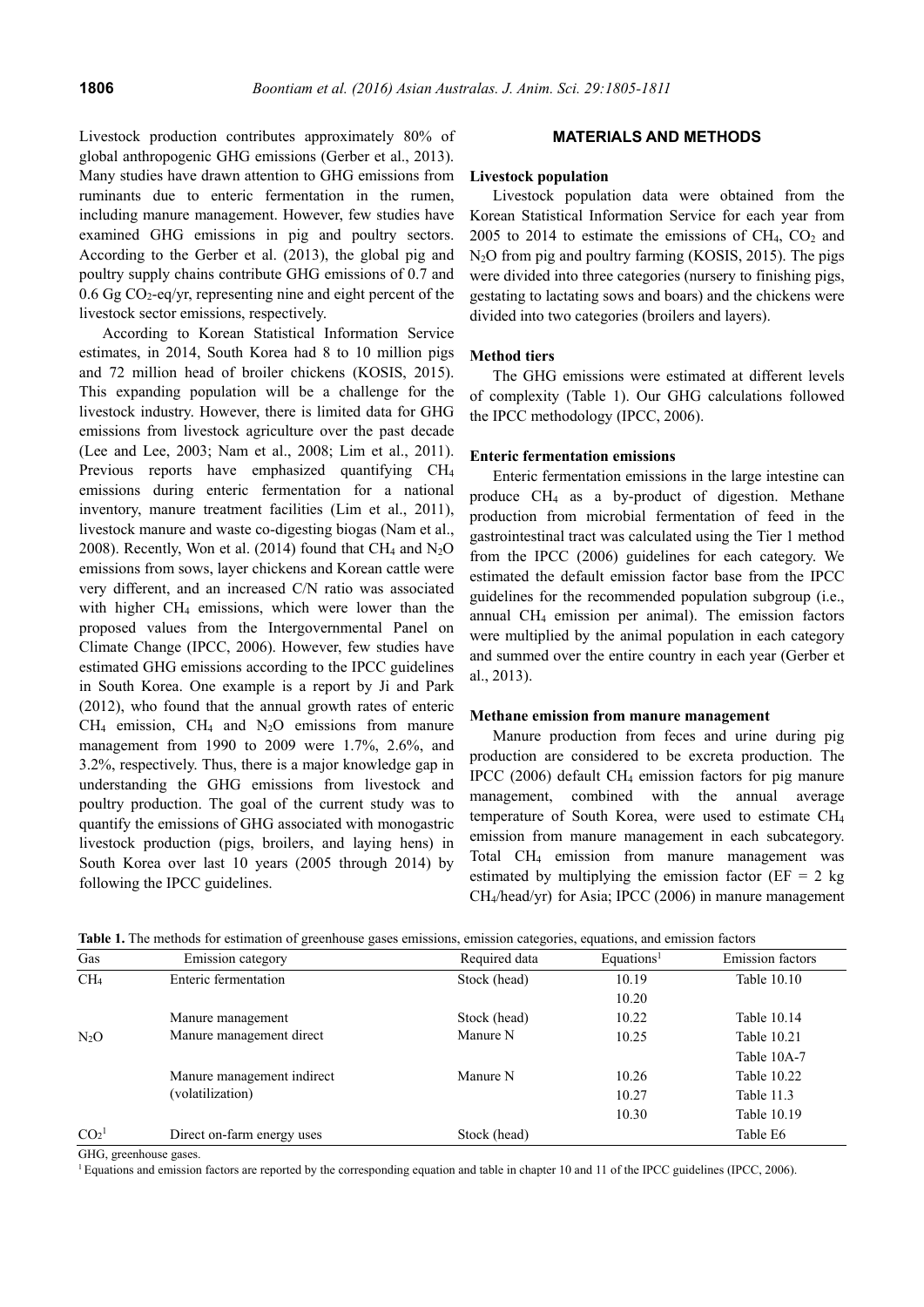Livestock production contributes approximately 80% of global anthropogenic GHG emissions (Gerber et al., 2013). Many studies have drawn attention to GHG emissions from ruminants due to enteric fermentation in the rumen, including manure management. However, few studies have examined GHG emissions in pig and poultry sectors. According to the Gerber et al. (2013), the global pig and poultry supply chains contribute GHG emissions of 0.7 and 0.6 Gg $CO_2$-eq/yr, representing nine and eight percent of the livestock sector emissions, respectively.

According to Korean Statistical Information Service estimates, in 2014, South Korea had 8 to 10 million pigs and 72 million head of broiler chickens (KOSIS, 2015). This expanding population will be a challenge for the livestock industry. However, there is limited data for GHG emissions from livestock agriculture over the past decade (Lee and Lee, 2003; Nam et al., 2008; Lim et al., 2011). Previous reports have emphasized quantifying $CH_4$ emissions during enteric fermentation for a national inventory, manure treatment facilities (Lim et al., 2011), livestock manure and waste co-digesting biogas (Nam et al., 2008). Recently, Won et al. (2014) found that $CH_4$ and $N_2O$ emissions from sows, layer chickens and Korean cattle were very different, and an increased C/N ratio was associated with higher $CH_4$ emissions, which were lower than the proposed values from the Intergovernmental Panel on Climate Change (IPCC, 2006). However, few studies have estimated GHG emissions according to the IPCC guidelines in South Korea. One example is a report by Ji and Park (2012), who found that the annual growth rates of enteric $CH_4$ emission, $CH_4$ and $N_2O$ emissions from manure management from 1990 to 2009 were 1.7%, 2.6%, and 3.2%, respectively. Thus, there is a major knowledge gap in understanding the GHG emissions from livestock and poultry production. The goal of the current study was to quantify the emissions of GHG associated with monogastric livestock production (pigs, broilers, and laying hens) in South Korea over last 10 years (2005 through 2014) by following the IPCC guidelines.

## MATERIALS AND METHODS

### Livestock population

Livestock population data were obtained from the Korean Statistical Information Service for each year from 2005 to 2014 to estimate the emissions of $CH_4$, $CO_2$ and $N_2O$ from pig and poultry farming (KOSIS, 2015). The pigs were divided into three categories (nursery to finishing pigs, gestating to lactating sows and boars) and the chickens were divided into two categories (broilers and layers).

### Method tiers

The GHG emissions were estimated at different levels of complexity (Table 1). Our GHG calculations followed the IPCC methodology (IPCC, 2006).

### Enteric fermentation emissions

Enteric fermentation emissions in the large intestine can produce $CH_4$ as a by-product of digestion. Methane production from microbial fermentation of feed in the gastrointestinal tract was calculated using the Tier 1 method from the IPCC (2006) guidelines for each category. We estimated the default emission factor base from the IPCC guidelines for the recommended population subgroup (i.e., annual $CH_4$ emission per animal). The emission factors were multiplied by the animal population in each category and summed over the entire country in each year (Gerber et al., 2013).

### Methane emission from manure management

Manure production from feces and urine during pig production are considered to be excreta production. The IPCC (2006) default $CH_4$ emission factors for pig manure management, combined with the annual average temperature of South Korea, were used to estimate $CH_4$ emission from manure management in each subcategory. Total $CH_4$ emission from manure management was estimated by multiplying the emission factor (EF = 2 kg $CH_4$/head/yr) for Asia; IPCC (2006) in manure management

**Table 1.** The methods for estimation of greenhouse gases emissions, emission categories, equations, and emission factors

| Gas | Emission category | Required data | Equations[1] | Emission factors |
|---|---|---|---|---|
| $CH_4$ | Enteric fermentation | Stock (head) | 10.19 | Table 10.10 |
| | | | 10.20 | |
| | Manure management | Stock (head) | 10.22 | Table 10.14 |
| $N_2O$ | Manure management direct | Manure N | 10.25 | Table 10.21 |
| | | | | Table 10A-7 |
| | Manure management indirect (volatilization) | Manure N | 10.26 | Table 10.22 |
| | | | 10.27 | Table 11.3 |
| | | | 10.30 | Table 10.19 |
| $CO_2$[1] | Direct on-farm energy uses | Stock (head) | | Table E6 |

GHG, greenhouse gases.

[1] Equations and emission factors are reported by the corresponding equation and table in chapter 10 and 11 of the IPCC guidelines (IPCC, 2006).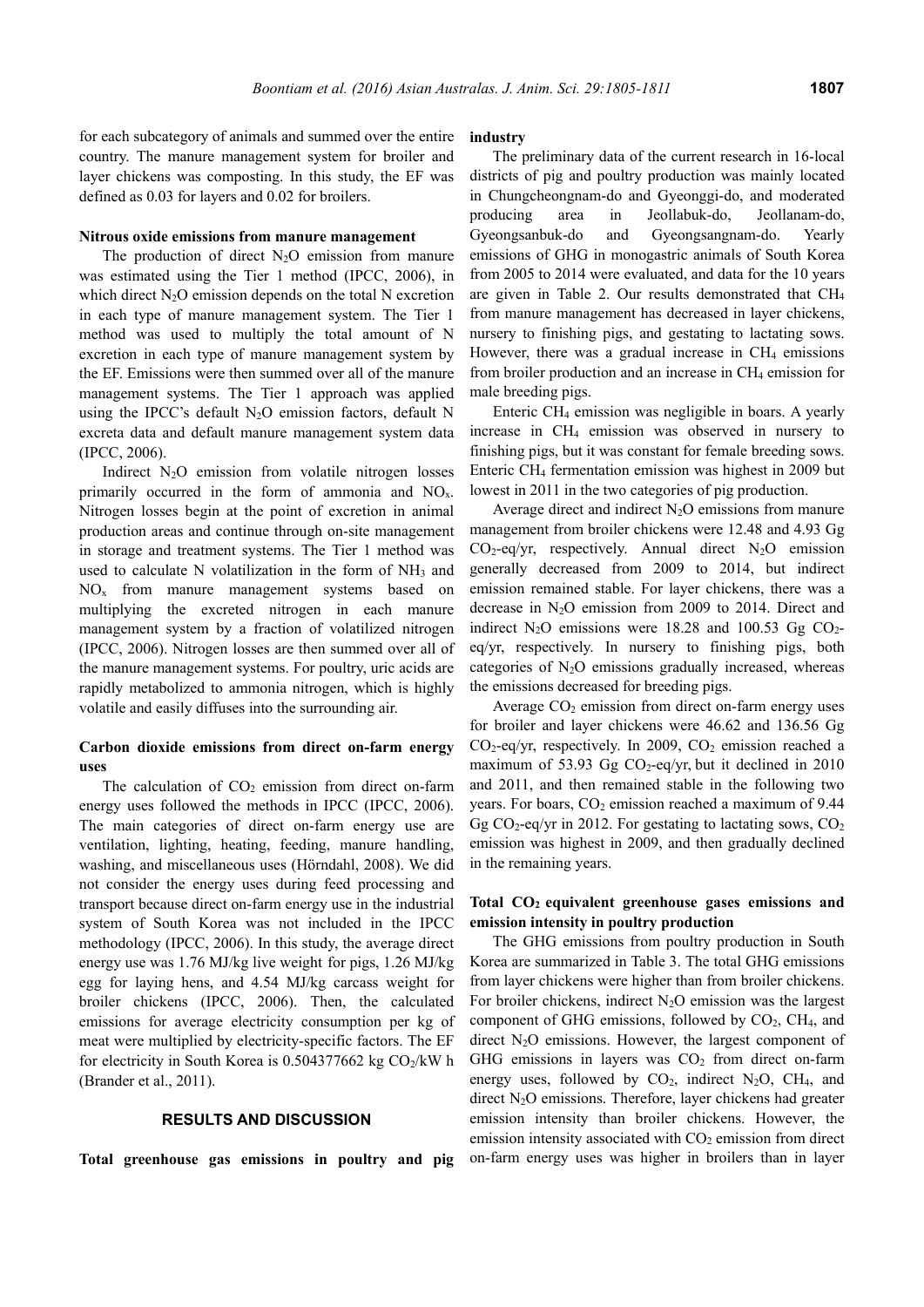for each subcategory of animals and summed over the entire country. The manure management system for broiler and layer chickens was composting. In this study, the EF was defined as 0.03 for layers and 0.02 for broilers.

#### Nitrous oxide emissions from manure management

The production of direct $N_2O$ emission from manure was estimated using the Tier 1 method (IPCC, 2006), in which direct $N_2O$ emission depends on the total N excretion in each type of manure management system. The Tier 1 method was used to multiply the total amount of N excretion in each type of manure management system by the EF. Emissions were then summed over all of the manure management systems. The Tier 1 approach was applied using the IPCC's default $N_2O$ emission factors, default N excreta data and default manure management system data (IPCC, 2006).

Indirect $N_2O$ emission from volatile nitrogen losses primarily occurred in the form of ammonia and $NO_x$. Nitrogen losses begin at the point of excretion in animal production areas and continue through on-site management in storage and treatment systems. The Tier 1 method was used to calculate N volatilization in the form of $NH_3$ and $NO_x$ from manure management systems based on multiplying the excreted nitrogen in each manure management system by a fraction of volatilized nitrogen (IPCC, 2006). Nitrogen losses are then summed over all of the manure management systems. For poultry, uric acids are rapidly metabolized to ammonia nitrogen, which is highly volatile and easily diffuses into the surrounding air.

#### Carbon dioxide emissions from direct on-farm energy uses

The calculation of $CO_2$ emission from direct on-farm energy uses followed the methods in IPCC (IPCC, 2006). The main categories of direct on-farm energy use are ventilation, lighting, heating, feeding, manure handling, washing, and miscellaneous uses (Hörndahl, 2008). We did not consider the energy uses during feed processing and transport because direct on-farm energy use in the industrial system of South Korea was not included in the IPCC methodology (IPCC, 2006). In this study, the average direct energy use was 1.76 MJ/kg live weight for pigs, 1.26 MJ/kg egg for laying hens, and 4.54 MJ/kg carcass weight for broiler chickens (IPCC, 2006). Then, the calculated emissions for average electricity consumption per kg of meat were multiplied by electricity-specific factors. The EF for electricity in South Korea is 0.504377662 kg $CO_2$/kW h (Brander et al., 2011).

## RESULTS AND DISCUSSION

#### Total greenhouse gas emissions in poultry and pig industry

The preliminary data of the current research in 16-local districts of pig and poultry production was mainly located in Chungcheongnam-do and Gyeonggi-do, and moderated producing area in Jeollabuk-do, Jeollanam-do, Gyeongsanbuk-do and Gyeongsangnam-do. Yearly emissions of GHG in monogastric animals of South Korea from 2005 to 2014 were evaluated, and data for the 10 years are given in Table 2. Our results demonstrated that $CH_4$ from manure management has decreased in layer chickens, nursery to finishing pigs, and gestating to lactating sows. However, there was a gradual increase in $CH_4$ emissions from broiler production and an increase in $CH_4$ emission for male breeding pigs.

Enteric $CH_4$ emission was negligible in boars. A yearly increase in $CH_4$ emission was observed in nursery to finishing pigs, but it was constant for female breeding sows. Enteric $CH_4$ fermentation emission was highest in 2009 but lowest in 2011 in the two categories of pig production.

Average direct and indirect $N_2O$ emissions from manure management from broiler chickens were 12.48 and 4.93 Gg $CO_2$-eq/yr, respectively. Annual direct $N_2O$ emission generally decreased from 2009 to 2014, but indirect emission remained stable. For layer chickens, there was a decrease in $N_2O$ emission from 2009 to 2014. Direct and indirect $N_2O$ emissions were 18.28 and 100.53 Gg $CO_2$-eq/yr, respectively. In nursery to finishing pigs, both categories of $N_2O$ emissions gradually increased, whereas the emissions decreased for breeding pigs.

Average $CO_2$ emission from direct on-farm energy uses for broiler and layer chickens were 46.62 and 136.56 Gg $CO_2$-eq/yr, respectively. In 2009, $CO_2$ emission reached a maximum of 53.93 Gg $CO_2$-eq/yr, but it declined in 2010 and 2011, and then remained stable in the following two years. For boars, $CO_2$ emission reached a maximum of 9.44 Gg $CO_2$-eq/yr in 2012. For gestating to lactating sows, $CO_2$ emission was highest in 2009, and then gradually declined in the remaining years.

#### Total $CO_2$ equivalent greenhouse gases emissions and emission intensity in poultry production

The GHG emissions from poultry production in South Korea are summarized in Table 3. The total GHG emissions from layer chickens were higher than from broiler chickens. For broiler chickens, indirect $N_2O$ emission was the largest component of GHG emissions, followed by $CO_2$, $CH_4$, and direct $N_2O$ emissions. However, the largest component of GHG emissions in layers was $CO_2$ from direct on-farm energy uses, followed by $CO_2$, indirect $N_2O$, $CH_4$, and direct $N_2O$ emissions. Therefore, layer chickens had greater emission intensity than broiler chickens. However, the emission intensity associated with $CO_2$ emission from direct on-farm energy uses was higher in broilers than in layer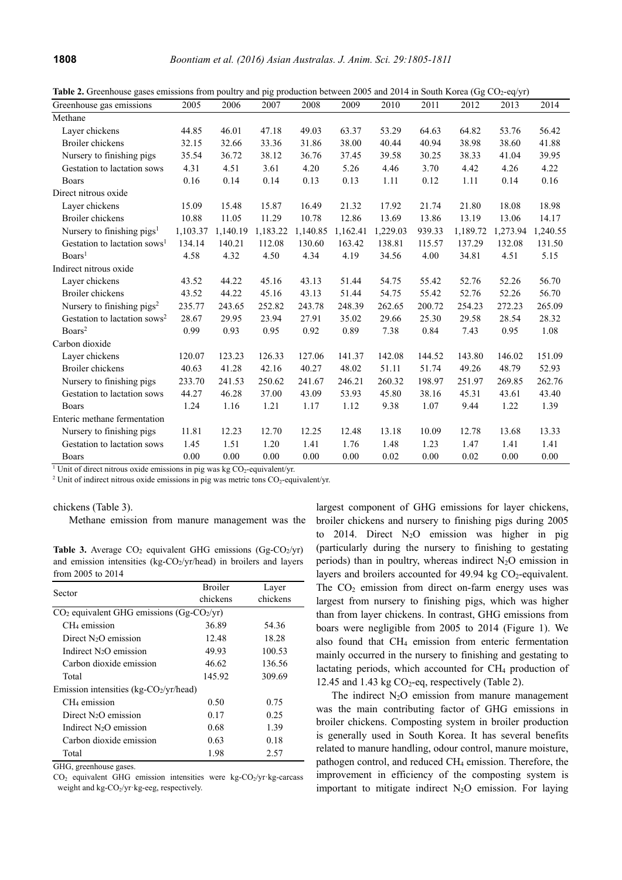**Table 2.** Greenhouse gases emissions from poultry and pig production between 2005 and 2014 in South Korea (Gg $CO_2$-eq/yr)

| Greenhouse gas emissions | 2005 | 2006 | 2007 | 2008 | 2009 | 2010 | 2011 | 2012 | 2013 | 2014 |
|---|---|---|---|---|---|---|---|---|---|---|
| Methane | | | | | | | | | | |
| Layer chickens | 44.85 | 46.01 | 47.18 | 49.03 | 63.37 | 53.29 | 64.63 | 64.82 | 53.76 | 56.42 |
| Broiler chickens | 32.15 | 32.66 | 33.36 | 31.86 | 38.00 | 40.44 | 40.94 | 38.98 | 38.60 | 41.88 |
| Nursery to finishing pigs | 35.54 | 36.72 | 38.12 | 36.76 | 37.45 | 39.58 | 30.25 | 38.33 | 41.04 | 39.95 |
| Gestation to lactation sows | 4.31 | 4.51 | 3.61 | 4.20 | 5.26 | 4.46 | 3.70 | 4.42 | 4.26 | 4.22 |
| Boars | 0.16 | 0.14 | 0.14 | 0.13 | 0.13 | 1.11 | 0.12 | 1.11 | 0.14 | 0.16 |
| Direct nitrous oxide | | | | | | | | | | |
| Layer chickens | 15.09 | 15.48 | 15.87 | 16.49 | 21.32 | 17.92 | 21.74 | 21.80 | 18.08 | 18.98 |
| Broiler chickens | 10.88 | 11.05 | 11.29 | 10.78 | 12.86 | 13.69 | 13.86 | 13.19 | 13.06 | 14.17 |
| Nursery to finishing pigs[1] | 1,103.37 | 1,140.19 | 1,183.22 | 1,140.85 | 1,162.41 | 1,229.03 | 939.33 | 1,189.72 | 1,273.94 | 1,240.55 |
| Gestation to lactation sows[1] | 134.14 | 140.21 | 112.08 | 130.60 | 163.42 | 138.81 | 115.57 | 137.29 | 132.08 | 131.50 |
| Boars[1] | 4.58 | 4.32 | 4.50 | 4.34 | 4.19 | 34.56 | 4.00 | 34.81 | 4.51 | 5.15 |
| Indirect nitrous oxide | | | | | | | | | | |
| Layer chickens | 43.52 | 44.22 | 45.16 | 43.13 | 51.44 | 54.75 | 55.42 | 52.76 | 52.26 | 56.70 |
| Broiler chickens | 43.52 | 44.22 | 45.16 | 43.13 | 51.44 | 54.75 | 55.42 | 52.76 | 52.26 | 56.70 |
| Nursery to finishing pigs[2] | 235.77 | 243.65 | 252.82 | 243.78 | 248.39 | 262.65 | 200.72 | 254.23 | 272.23 | 265.09 |
| Gestation to lactation sows[2] | 28.67 | 29.95 | 23.94 | 27.91 | 35.02 | 29.66 | 25.30 | 29.58 | 28.54 | 28.32 |
| Boars[2] | 0.99 | 0.93 | 0.95 | 0.92 | 0.89 | 7.38 | 0.84 | 7.43 | 0.95 | 1.08 |
| Carbon dioxide | | | | | | | | | | |
| Layer chickens | 120.07 | 123.23 | 126.33 | 127.06 | 141.37 | 142.08 | 144.52 | 143.80 | 146.02 | 151.09 |
| Broiler chickens | 40.63 | 41.28 | 42.16 | 40.27 | 48.02 | 51.11 | 51.74 | 49.26 | 48.79 | 52.93 |
| Nursery to finishing pigs | 233.70 | 241.53 | 250.62 | 241.67 | 246.21 | 260.32 | 198.97 | 251.97 | 269.85 | 262.76 |
| Gestation to lactation sows | 44.27 | 46.28 | 37.00 | 43.09 | 53.93 | 45.80 | 38.16 | 45.31 | 43.61 | 43.40 |
| Boars | 1.24 | 1.16 | 1.21 | 1.17 | 1.12 | 9.38 | 1.07 | 9.44 | 1.22 | 1.39 |
| Enteric methane fermentation | | | | | | | | | | |
| Nursery to finishing pigs | 11.81 | 12.23 | 12.70 | 12.25 | 12.48 | 13.18 | 10.09 | 12.78 | 13.68 | 13.33 |
| Gestation to lactation sows | 1.45 | 1.51 | 1.20 | 1.41 | 1.76 | 1.48 | 1.23 | 1.47 | 1.41 | 1.41 |
| Boars | 0.00 | 0.00 | 0.00 | 0.00 | 0.00 | 0.02 | 0.00 | 0.02 | 0.00 | 0.00 |

[1] Unit of direct nitrous oxide emissions in pig was kg $CO_2$-equivalent/yr.

[2] Unit of indirect nitrous oxide emissions in pig was metric tons $CO_2$-equivalent/yr.

chickens (Table 3).

Methane emission from manure management was the largest component of GHG emissions for layer chickens, broiler chickens and nursery to finishing pigs during 2005 to 2014. Direct $N_2O$ emission was higher in pig (particularly during the nursery to finishing to gestating periods) than in poultry, whereas indirect $N_2O$ emission in layers and broilers accounted for 49.94 kg $CO_2$-equivalent. The $CO_2$ emission from direct on-farm energy uses was largest from nursery to finishing pigs, which was higher than from layer chickens. In contrast, GHG emissions from boars were negligible from 2005 to 2014 (Figure 1). We also found that $CH_4$ emission from enteric fermentation mainly occurred in the nursery to finishing and gestating to lactating periods, which accounted for $CH_4$ production of 12.45 and 1.43 kg $CO_2$-eq, respectively (Table 2).

**Table 3.** Average $CO_2$ equivalent GHG emissions (Gg-$CO_2$/yr) and emission intensities (kg-$CO_2$/yr/head) in broilers and layers from 2005 to 2014

| Sector | Broiler chickens | Layer chickens |
|---|---|---|
| $CO_2$ equivalent GHG emissions (Gg-$CO_2$/yr) | | |
| $CH_4$ emission | 36.89 | 54.36 |
| Direct $N_2O$ emission | 12.48 | 18.28 |
| Indirect $N_2O$ emission | 49.93 | 100.53 |
| Carbon dioxide emission | 46.62 | 136.56 |
| Total | 145.92 | 309.69 |
| Emission intensities (kg-$CO_2$/yr/head) | | |
| $CH_4$ emission | 0.50 | 0.75 |
| Direct $N_2O$ emission | 0.17 | 0.25 |
| Indirect $N_2O$ emission | 0.68 | 1.39 |
| Carbon dioxide emission | 0.63 | 0.18 |
| Total | 1.98 | 2.57 |

GHG, greenhouse gases.

$CO_2$ equivalent GHG emission intensities were kg-$CO_2$/yr·kg-carcass weight and kg-$CO_2$/yr·kg-eeg, respectively.

The indirect $N_2O$ emission from manure management was the main contributing factor of GHG emissions in broiler chickens. Composting system in broiler production is generally used in South Korea. It has several benefits related to manure handling, odour control, manure moisture, pathogen control, and reduced $CH_4$ emission. Therefore, the improvement in efficiency of the composting system is important to mitigate indirect $N_2O$ emission. For laying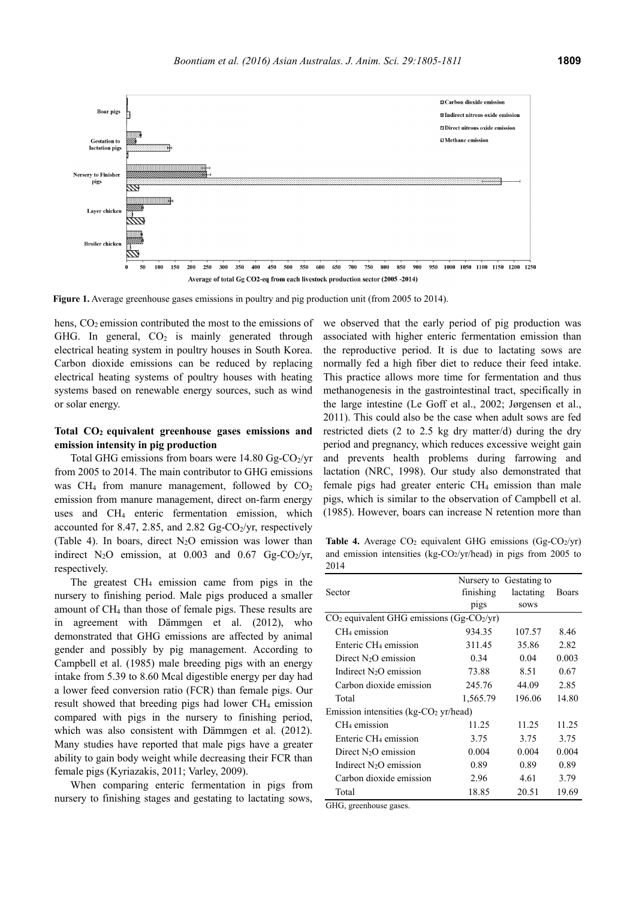Figure 1. Average greenhouse gases emissions in poultry and pig production unit (from 2005 to 2014).

hens, $CO_2$ emission contributed the most to the emissions of GHG. In general, $CO_2$ is mainly generated through electrical heating system in poultry houses in South Korea. Carbon dioxide emissions can be reduced by replacing electrical heating systems of poultry houses with heating systems based on renewable energy sources, such as wind or solar energy.

**Total $CO_2$ equivalent greenhouse gases emissions and emission intensity in pig production**

Total GHG emissions from boars were 14.80 Gg-$CO_2$/yr from 2005 to 2014. The main contributor to GHG emissions was $CH_4$ from manure management, followed by $CO_2$ emission from manure management, direct on-farm energy uses and $CH_4$ enteric fermentation emission, which accounted for 8.47, 2.85, and 2.82 Gg-$CO_2$/yr, respectively (Table 4). In boars, direct $N_2O$ emission was lower than indirect $N_2O$ emission, at 0.003 and 0.67 Gg-$CO_2$/yr, respectively.

The greatest $CH_4$ emission came from pigs in the nursery to finishing period. Male pigs produced a smaller amount of $CH_4$ than those of female pigs. These results are in agreement with Dämmgen et al. (2012), who demonstrated that GHG emissions are affected by animal gender and possibly by pig management. According to Campbell et al. (1985) male breeding pigs with an energy intake from 5.39 to 8.60 Mcal digestible energy per day had a lower feed conversion ratio (FCR) than female pigs. Our result showed that breeding pigs had lower $CH_4$ emission compared with pigs in the nursery to finishing period, which was also consistent with Dämmgen et al. (2012). Many studies have reported that male pigs have a greater ability to gain body weight while decreasing their FCR than female pigs (Kyriazakis, 2011; Varley, 2009).

When comparing enteric fermentation in pigs from nursery to finishing stages and gestating to lactating sows, we observed that the early period of pig production was associated with higher enteric fermentation emission than the reproductive period. It is due to lactating sows are normally fed a high fiber diet to reduce their feed intake. This practice allows more time for fermentation and thus methanogenesis in the gastrointestinal tract, specifically in the large intestine (Le Goff et al., 2002; Jørgensen et al., 2011). This could also be the case when adult sows are fed restricted diets (2 to 2.5 kg dry matter/d) during the dry period and pregnancy, which reduces excessive weight gain and prevents health problems during farrowing and lactation (NRC, 1998). Our study also demonstrated that female pigs had greater enteric $CH_4$ emission than male pigs, which is similar to the observation of Campbell et al. (1985). However, boars can increase N retention more than

**Table 4.** Average $CO_2$ equivalent GHG emissions (Gg-$CO_2$/yr) and emission intensities (kg-$CO_2$/yr/head) in pigs from 2005 to 2014

| Sector | Nursery to finishing pigs | Gestating to lactating sows | Boars |
|---|---|---|---|
| $CO_2$ equivalent GHG emissions (Gg-$CO_2$/yr) | | | |
| $CH_4$ emission | 934.35 | 107.57 | 8.46 |
| Enteric $CH_4$ emission | 311.45 | 35.86 | 2.82 |
| Direct $N_2O$ emission | 0.34 | 0.04 | 0.003 |
| Indirect $N_2O$ emission | 73.88 | 8.51 | 0.67 |
| Carbon dioxide emission | 245.76 | 44.09 | 2.85 |
| Total | 1,565.79 | 196.06 | 14.80 |
| Emission intensities (kg-$CO_2$ yr/head) | | | |
| $CH_4$ emission | 11.25 | 11.25 | 11.25 |
| Enteric $CH_4$ emission | 3.75 | 3.75 | 3.75 |
| Direct $N_2O$ emission | 0.004 | 0.004 | 0.004 |
| Indirect $N_2O$ emission | 0.89 | 0.89 | 0.89 |
| Carbon dioxide emission | 2.96 | 4.61 | 3.79 |
| Total | 18.85 | 20.51 | 19.69 |

GHG, greenhouse gases.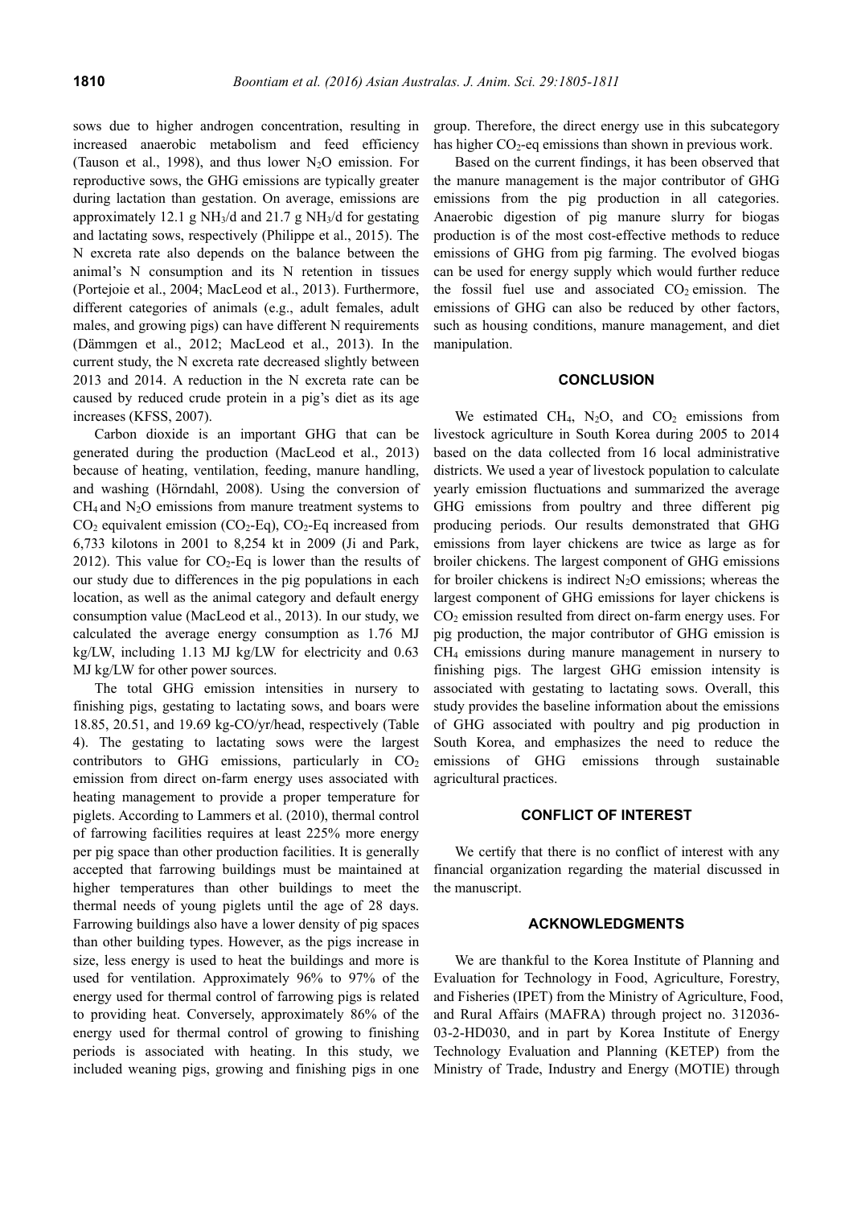sows due to higher androgen concentration, resulting in increased anaerobic metabolism and feed efficiency (Tauson et al., 1998), and thus lower $N_2O$ emission. For reproductive sows, the GHG emissions are typically greater during lactation than gestation. On average, emissions are approximately 12.1 g $NH_3$/d and 21.7 g $NH_3$/d for gestating and lactating sows, respectively (Philippe et al., 2015). The N excreta rate also depends on the balance between the animal's N consumption and its N retention in tissues (Portejoie et al., 2004; MacLeod et al., 2013). Furthermore, different categories of animals (e.g., adult females, adult males, and growing pigs) can have different N requirements (Dämmgen et al., 2012; MacLeod et al., 2013). In the current study, the N excreta rate decreased slightly between 2013 and 2014. A reduction in the N excreta rate can be caused by reduced crude protein in a pig's diet as its age increases (KFSS, 2007).

Carbon dioxide is an important GHG that can be generated during the production (MacLeod et al., 2013) because of heating, ventilation, feeding, manure handling, and washing (Hörndahl, 2008). Using the conversion of $CH_4$ and $N_2O$ emissions from manure treatment systems to $CO_2$ equivalent emission ($CO_2$-Eq), $CO_2$-Eq increased from 6,733 kilotons in 2001 to 8,254 kt in 2009 (Ji and Park, 2012). This value for $CO_2$-Eq is lower than the results of our study due to differences in the pig populations in each location, as well as the animal category and default energy consumption value (MacLeod et al., 2013). In our study, we calculated the average energy consumption as 1.76 MJ kg/LW, including 1.13 MJ kg/LW for electricity and 0.63 MJ kg/LW for other power sources.

The total GHG emission intensities in nursery to finishing pigs, gestating to lactating sows, and boars were 18.85, 20.51, and 19.69 kg-CO/yr/head, respectively (Table 4). The gestating to lactating sows were the largest contributors to GHG emissions, particularly in $CO_2$ emission from direct on-farm energy uses associated with heating management to provide a proper temperature for piglets. According to Lammers et al. (2010), thermal control of farrowing facilities requires at least 225% more energy per pig space than other production facilities. It is generally accepted that farrowing buildings must be maintained at higher temperatures than other buildings to meet the thermal needs of young piglets until the age of 28 days. Farrowing buildings also have a lower density of pig spaces than other building types. However, as the pigs increase in size, less energy is used to heat the buildings and more is used for ventilation. Approximately 96% to 97% of the energy used for thermal control of farrowing pigs is related to providing heat. Conversely, approximately 86% of the energy used for thermal control of growing to finishing periods is associated with heating. In this study, we included weaning pigs, growing and finishing pigs in one group. Therefore, the direct energy use in this subcategory has higher $CO_2$-eq emissions than shown in previous work.

Based on the current findings, it has been observed that the manure management is the major contributor of GHG emissions from the pig production in all categories. Anaerobic digestion of pig manure slurry for biogas production is of the most cost-effective methods to reduce emissions of GHG from pig farming. The evolved biogas can be used for energy supply which would further reduce the fossil fuel use and associated $CO_2$ emission. The emissions of GHG can also be reduced by other factors, such as housing conditions, manure management, and diet manipulation.

## CONCLUSION

We estimated $CH_4$, $N_2O$, and $CO_2$ emissions from livestock agriculture in South Korea during 2005 to 2014 based on the data collected from 16 local administrative districts. We used a year of livestock population to calculate yearly emission fluctuations and summarized the average GHG emissions from poultry and three different pig producing periods. Our results demonstrated that GHG emissions from layer chickens are twice as large as for broiler chickens. The largest component of GHG emissions for broiler chickens is indirect $N_2O$ emissions; whereas the largest component of GHG emissions for layer chickens is $CO_2$ emission resulted from direct on-farm energy uses. For pig production, the major contributor of GHG emission is $CH_4$ emissions during manure management in nursery to finishing pigs. The largest GHG emission intensity is associated with gestating to lactating sows. Overall, this study provides the baseline information about the emissions of GHG associated with poultry and pig production in South Korea, and emphasizes the need to reduce the emissions of GHG emissions through sustainable agricultural practices.

## CONFLICT OF INTEREST

We certify that there is no conflict of interest with any financial organization regarding the material discussed in the manuscript.

## ACKNOWLEDGMENTS

We are thankful to the Korea Institute of Planning and Evaluation for Technology in Food, Agriculture, Forestry, and Fisheries (IPET) from the Ministry of Agriculture, Food, and Rural Affairs (MAFRA) through project no. 312036-03-2-HD030, and in part by Korea Institute of Energy Technology Evaluation and Planning (KETEP) from the Ministry of Trade, Industry and Energy (MOTIE) through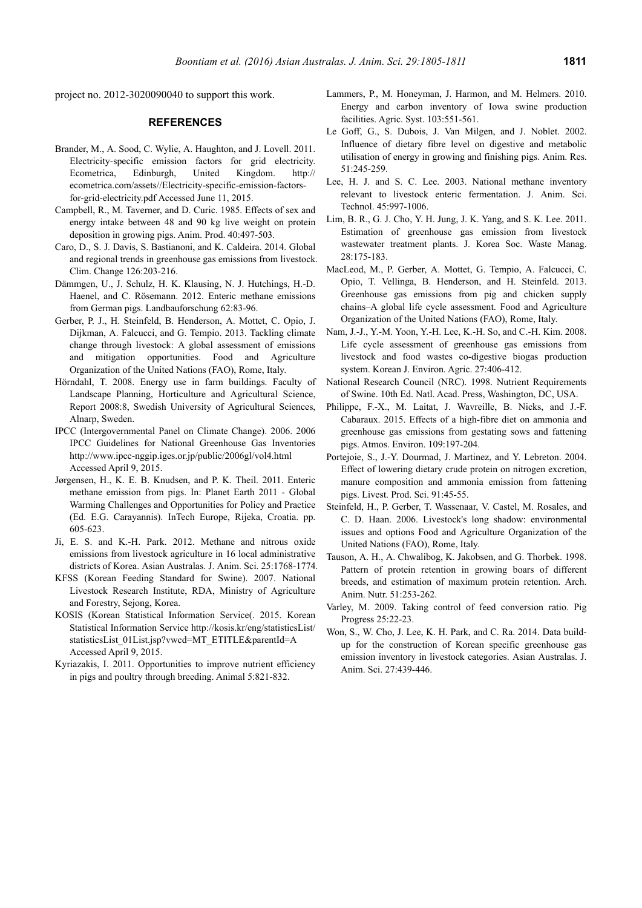project no. 2012-3020090040 to support this work.

## REFERENCES

Brander, M., A. Sood, C. Wylie, A. Haughton, and J. Lovell. 2011. Electricity-specific emission factors for grid electricity. Ecometrica, Edinburgh, United Kingdom. http://ecometrica.com/assets//Electricity-specific-emission-factors-for-grid-electricity.pdf Accessed June 11, 2015.

Campbell, R., M. Taverner, and D. Curic. 1985. Effects of sex and energy intake between 48 and 90 kg live weight on protein deposition in growing pigs. Anim. Prod. 40:497-503.

Caro, D., S. J. Davis, S. Bastianoni, and K. Caldeira. 2014. Global and regional trends in greenhouse gas emissions from livestock. Clim. Change 126:203-216.

Dämmgen, U., J. Schulz, H. K. Klausing, N. J. Hutchings, H.-D. Haenel, and C. Rösemann. 2012. Enteric methane emissions from German pigs. Landbauforschung 62:83-96.

Gerber, P. J., H. Steinfeld, B. Henderson, A. Mottet, C. Opio, J. Dijkman, A. Falcucci, and G. Tempio. 2013. Tackling climate change through livestock: A global assessment of emissions and mitigation opportunities. Food and Agriculture Organization of the United Nations (FAO), Rome, Italy.

Hörndahl, T. 2008. Energy use in farm buildings. Faculty of Landscape Planning, Horticulture and Agricultural Science, Report 2008:8, Swedish University of Agricultural Sciences, Alnarp, Sweden.

IPCC (Intergovernmental Panel on Climate Change). 2006. 2006 IPCC Guidelines for National Greenhouse Gas Inventories http://www.ipcc-nggip.iges.or.jp/public/2006gl/vol4.html Accessed April 9, 2015.

Jørgensen, H., K. E. B. Knudsen, and P. K. Theil. 2011. Enteric methane emission from pigs. In: Planet Earth 2011 - Global Warming Challenges and Opportunities for Policy and Practice (Ed. E.G. Carayannis). InTech Europe, Rijeka, Croatia. pp. 605-623.

Ji, E. S. and K.-H. Park. 2012. Methane and nitrous oxide emissions from livestock agriculture in 16 local administrative districts of Korea. Asian Australas. J. Anim. Sci. 25:1768-1774.

KFSS (Korean Feeding Standard for Swine). 2007. National Livestock Research Institute, RDA, Ministry of Agriculture and Forestry, Sejong, Korea.

KOSIS (Korean Statistical Information Service(. 2015. Korean Statistical Information Service http://kosis.kr/eng/statisticsList/statisticsList_01List.jsp?vwcd=MT_ETITLE&parentId=A Accessed April 9, 2015.

Kyriazakis, I. 2011. Opportunities to improve nutrient efficiency in pigs and poultry through breeding. Animal 5:821-832.

Lammers, P., M. Honeyman, J. Harmon, and M. Helmers. 2010. Energy and carbon inventory of Iowa swine production facilities. Agric. Syst. 103:551-561.

Le Goff, G., S. Dubois, J. Van Milgen, and J. Noblet. 2002. Influence of dietary fibre level on digestive and metabolic utilisation of energy in growing and finishing pigs. Anim. Res. 51:245-259.

Lee, H. J. and S. C. Lee. 2003. National methane inventory relevant to livestock enteric fermentation. J. Anim. Sci. Technol. 45:997-1006.

Lim, B. R., G. J. Cho, Y. H. Jung, J. K. Yang, and S. K. Lee. 2011. Estimation of greenhouse gas emission from livestock wastewater treatment plants. J. Korea Soc. Waste Manag. 28:175-183.

MacLeod, M., P. Gerber, A. Mottet, G. Tempio, A. Falcucci, C. Opio, T. Vellinga, B. Henderson, and H. Steinfeld. 2013. Greenhouse gas emissions from pig and chicken supply chains–A global life cycle assessment. Food and Agriculture Organization of the United Nations (FAO), Rome, Italy.

Nam, J.-J., Y.-M. Yoon, Y.-H. Lee, K.-H. So, and C.-H. Kim. 2008. Life cycle assessment of greenhouse gas emissions from livestock and food wastes co-digestive biogas production system. Korean J. Environ. Agric. 27:406-412.

National Research Council (NRC). 1998. Nutrient Requirements of Swine. 10th Ed. Natl. Acad. Press, Washington, DC, USA.

Philippe, F.-X., M. Laitat, J. Wavreille, B. Nicks, and J.-F. Cabaraux. 2015. Effects of a high-fibre diet on ammonia and greenhouse gas emissions from gestating sows and fattening pigs. Atmos. Environ. 109:197-204.

Portejoie, S., J.-Y. Dourmad, J. Martinez, and Y. Lebreton. 2004. Effect of lowering dietary crude protein on nitrogen excretion, manure composition and ammonia emission from fattening pigs. Livest. Prod. Sci. 91:45-55.

Steinfeld, H., P. Gerber, T. Wassenaar, V. Castel, M. Rosales, and C. D. Haan. 2006. Livestock's long shadow: environmental issues and options Food and Agriculture Organization of the United Nations (FAO), Rome, Italy.

Tauson, A. H., A. Chwalibog, K. Jakobsen, and G. Thorbek. 1998. Pattern of protein retention in growing boars of different breeds, and estimation of maximum protein retention. Arch. Anim. Nutr. 51:253-262.

Varley, M. 2009. Taking control of feed conversion ratio. Pig Progress 25:22-23.

Won, S., W. Cho, J. Lee, K. H. Park, and C. Ra. 2014. Data build-up for the construction of Korean specific greenhouse gas emission inventory in livestock categories. Asian Australas. J. Anim. Sci. 27:439-446.